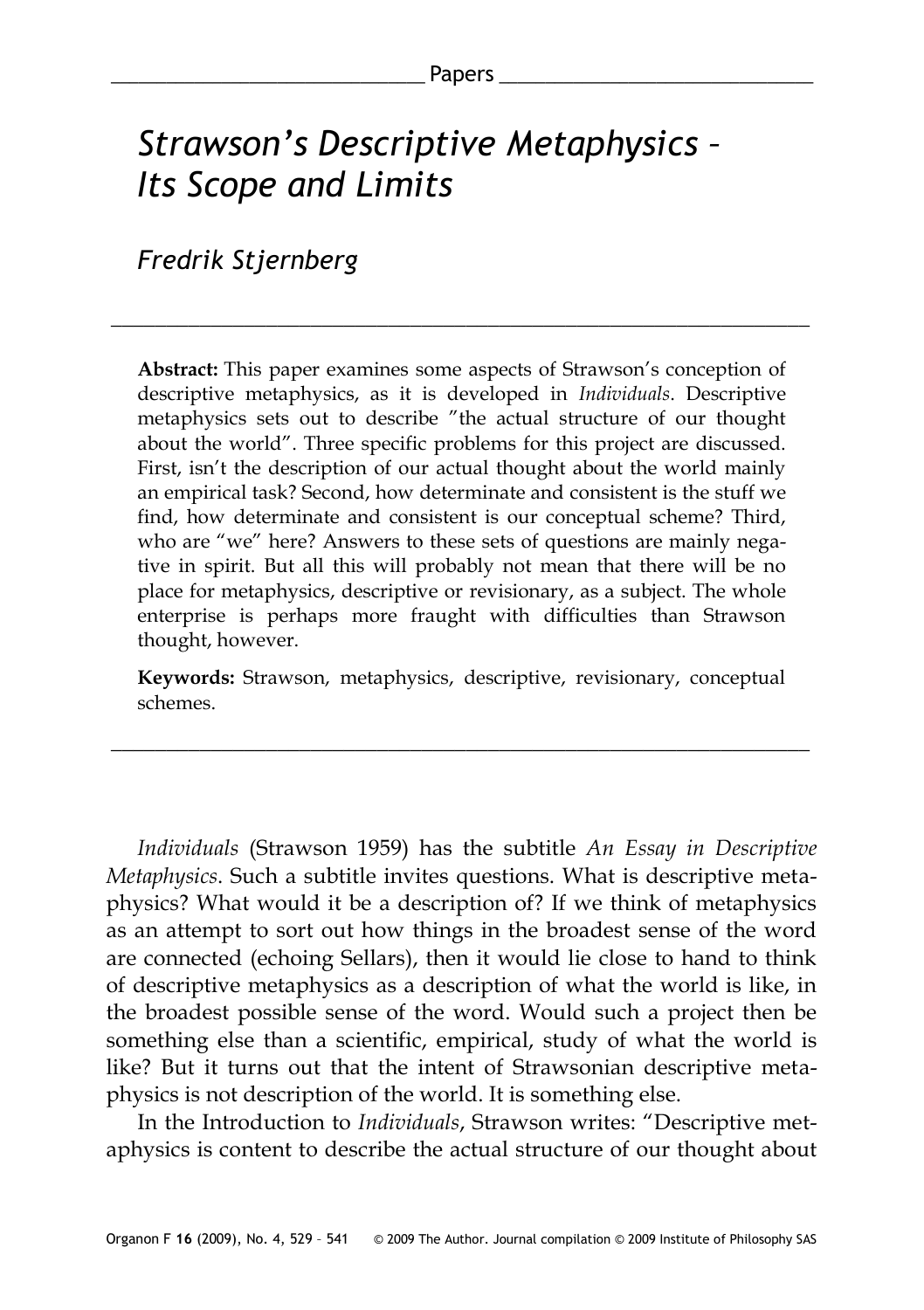# *Strawson's Descriptive Metaphysics – Its Scope and Limits*

*Fredrik Stjernberg*

---

**Abstract:** This paper examines some aspects of Strawson's conception of descriptive metaphysics, as it is developed in *Individuals*. Descriptive metaphysics sets out to describe "the actual structure of our thought about the world". Three specific problems for this project are discussed. First, isn't the description of our actual thought about the world mainly an empirical task? Second, how determinate and consistent is the stuff we find, how determinate and consistent is our conceptual scheme? Third, who are "we" here? Answers to these sets of questions are mainly negative in spirit. But all this will probably not mean that there will be no place for metaphysics, descriptive or revisionary, as a subject. The whole enterprise is perhaps more fraught with difficulties than Strawson thought, however.

**Keywords:** Strawson, metaphysics, descriptive, revisionary, conceptual schemes.

---

*Individuals* (Strawson 1959) has the subtitle *An Essay in Descriptive Metaphysics*. Such a subtitle invites questions. What is descriptive metaphysics? What would it be a description of? If we think of metaphysics as an attempt to sort out how things in the broadest sense of the word are connected (echoing Sellars), then it would lie close to hand to think of descriptive metaphysics as a description of what the world is like, in the broadest possible sense of the word. Would such a project then be something else than a scientific, empirical, study of what the world is like? But it turns out that the intent of Strawsonian descriptive metaphysics is not description of the world. It is something else.

In the Introduction to *Individuals*, Strawson writes: "Descriptive metaphysics is content to describe the actual structure of our thought about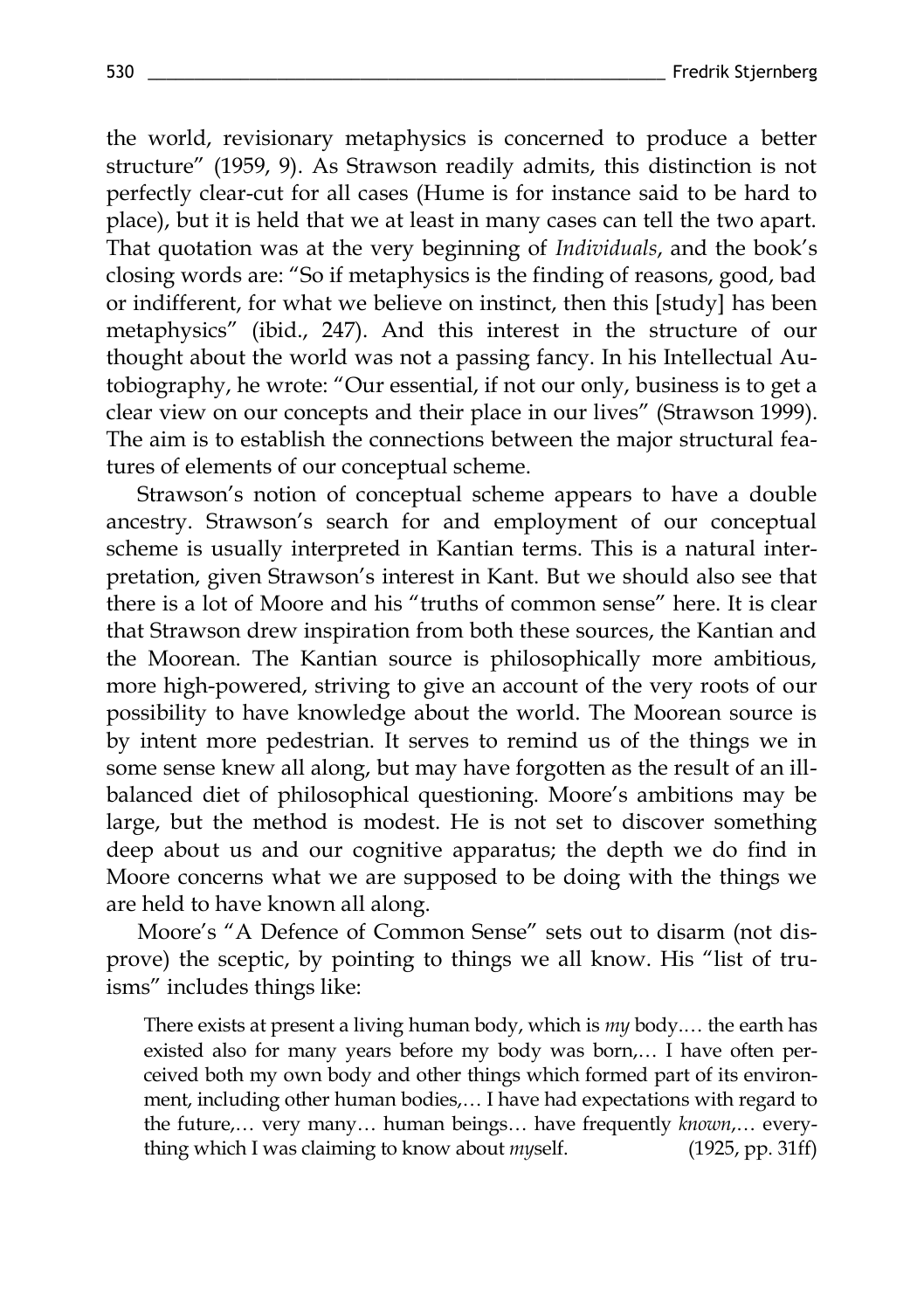the world, revisionary metaphysics is concerned to produce a better structure" (1959, 9). As Strawson readily admits, this distinction is not perfectly clear-cut for all cases (Hume is for instance said to be hard to place), but it is held that we at least in many cases can tell the two apart. That quotation was at the very beginning of *Individuals*, and the book's closing words are: "So if metaphysics is the finding of reasons, good, bad or indifferent, for what we believe on instinct, then this [study] has been metaphysics" (ibid., 247). And this interest in the structure of our thought about the world was not a passing fancy. In his Intellectual Autobiography, he wrote: "Our essential, if not our only, business is to get a clear view on our concepts and their place in our lives" (Strawson 1999). The aim is to establish the connections between the major structural features of elements of our conceptual scheme.

Strawson's notion of conceptual scheme appears to have a double ancestry. Strawson's search for and employment of our conceptual scheme is usually interpreted in Kantian terms. This is a natural interpretation, given Strawson's interest in Kant. But we should also see that there is a lot of Moore and his "truths of common sense" here. It is clear that Strawson drew inspiration from both these sources, the Kantian and the Moorean. The Kantian source is philosophically more ambitious, more high-powered, striving to give an account of the very roots of our possibility to have knowledge about the world. The Moorean source is by intent more pedestrian. It serves to remind us of the things we in some sense knew all along, but may have forgotten as the result of an ill-balanced diet of philosophical questioning. Moore's ambitions may be large, but the method is modest. He is not set to discover something deep about us and our cognitive apparatus; the depth we do find in Moore concerns what we are supposed to be doing with the things we are held to have known all along.

Moore's "A Defence of Common Sense" sets out to disarm (not disprove) the sceptic, by pointing to things we all know. His "list of truisms" includes things like:

> There exists at present a living human body, which is *my* body.… the earth has existed also for many years before my body was born,… I have often perceived both my own body and other things which formed part of its environment, including other human bodies,… I have had expectations with regard to the future,… very many… human beings… have frequently *known*,… everything which I was claiming to know about *my*self. (1925, pp. 31ff)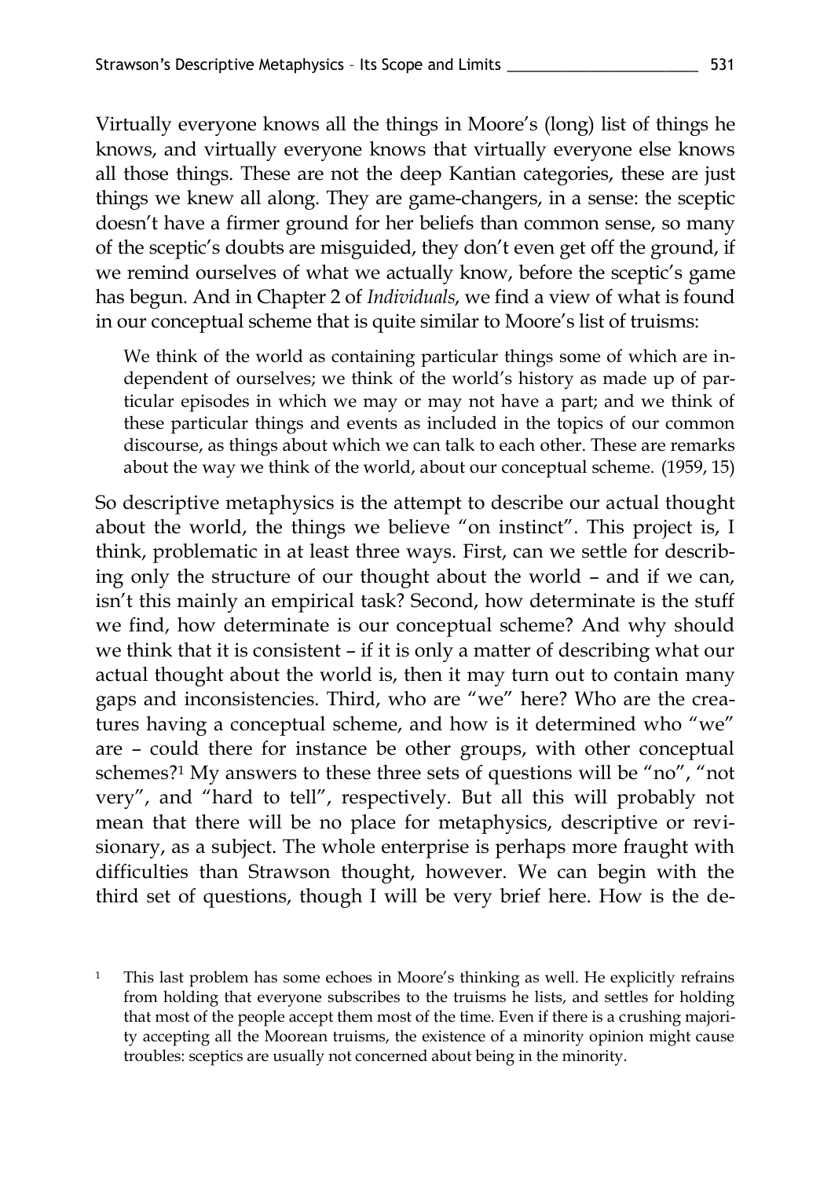Virtually everyone knows all the things in Moore's (long) list of things he knows, and virtually everyone knows that virtually everyone else knows all those things. These are not the deep Kantian categories, these are just things we knew all along. They are game-changers, in a sense: the sceptic doesn't have a firmer ground for her beliefs than common sense, so many of the sceptic's doubts are misguided, they don't even get off the ground, if we remind ourselves of what we actually know, before the sceptic's game has begun. And in Chapter 2 of *Individuals*, we find a view of what is found in our conceptual scheme that is quite similar to Moore's list of truisms:

> We think of the world as containing particular things some of which are independent of ourselves; we think of the world's history as made up of particular episodes in which we may or may not have a part; and we think of these particular things and events as included in the topics of our common discourse, as things about which we can talk to each other. These are remarks about the way we think of the world, about our conceptual scheme. (1959, 15)

So descriptive metaphysics is the attempt to describe our actual thought about the world, the things we believe "on instinct". This project is, I think, problematic in at least three ways. First, can we settle for describing only the structure of our thought about the world – and if we can, isn't this mainly an empirical task? Second, how determinate is the stuff we find, how determinate is our conceptual scheme? And why should we think that it is consistent – if it is only a matter of describing what our actual thought about the world is, then it may turn out to contain many gaps and inconsistencies. Third, who are "we" here? Who are the creatures having a conceptual scheme, and how is it determined who "we" are – could there for instance be other groups, with other conceptual schemes?[1] My answers to these three sets of questions will be "no", "not very", and "hard to tell", respectively. But all this will probably not mean that there will be no place for metaphysics, descriptive or revisionary, as a subject. The whole enterprise is perhaps more fraught with difficulties than Strawson thought, however. We can begin with the third set of questions, though I will be very brief here. How is the de-

[1] This last problem has some echoes in Moore's thinking as well. He explicitly refrains from holding that everyone subscribes to the truisms he lists, and settles for holding that most of the people accept them most of the time. Even if there is a crushing majority accepting all the Moorean truisms, the existence of a minority opinion might cause troubles: sceptics are usually not concerned about being in the minority.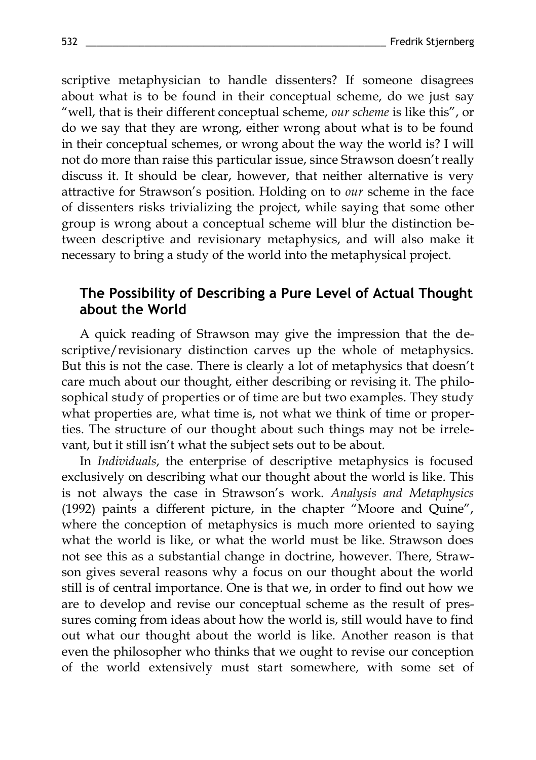scriptive metaphysician to handle dissenters? If someone disagrees about what is to be found in their conceptual scheme, do we just say "well, that is their different conceptual scheme, *our scheme* is like this", or do we say that they are wrong, either wrong about what is to be found in their conceptual schemes, or wrong about the way the world is? I will not do more than raise this particular issue, since Strawson doesn't really discuss it. It should be clear, however, that neither alternative is very attractive for Strawson's position. Holding on to *our* scheme in the face of dissenters risks trivializing the project, while saying that some other group is wrong about a conceptual scheme will blur the distinction between descriptive and revisionary metaphysics, and will also make it necessary to bring a study of the world into the metaphysical project.

## The Possibility of Describing a Pure Level of Actual Thought about the World

A quick reading of Strawson may give the impression that the descriptive/revisionary distinction carves up the whole of metaphysics. But this is not the case. There is clearly a lot of metaphysics that doesn't care much about our thought, either describing or revising it. The philosophical study of properties or of time are but two examples. They study what properties are, what time is, not what we think of time or properties. The structure of our thought about such things may not be irrelevant, but it still isn't what the subject sets out to be about.

In *Individuals*, the enterprise of descriptive metaphysics is focused exclusively on describing what our thought about the world is like. This is not always the case in Strawson's work. *Analysis and Metaphysics* (1992) paints a different picture, in the chapter "Moore and Quine", where the conception of metaphysics is much more oriented to saying what the world is like, or what the world must be like. Strawson does not see this as a substantial change in doctrine, however. There, Strawson gives several reasons why a focus on our thought about the world still is of central importance. One is that we, in order to find out how we are to develop and revise our conceptual scheme as the result of pressures coming from ideas about how the world is, still would have to find out what our thought about the world is like. Another reason is that even the philosopher who thinks that we ought to revise our conception of the world extensively must start somewhere, with some set of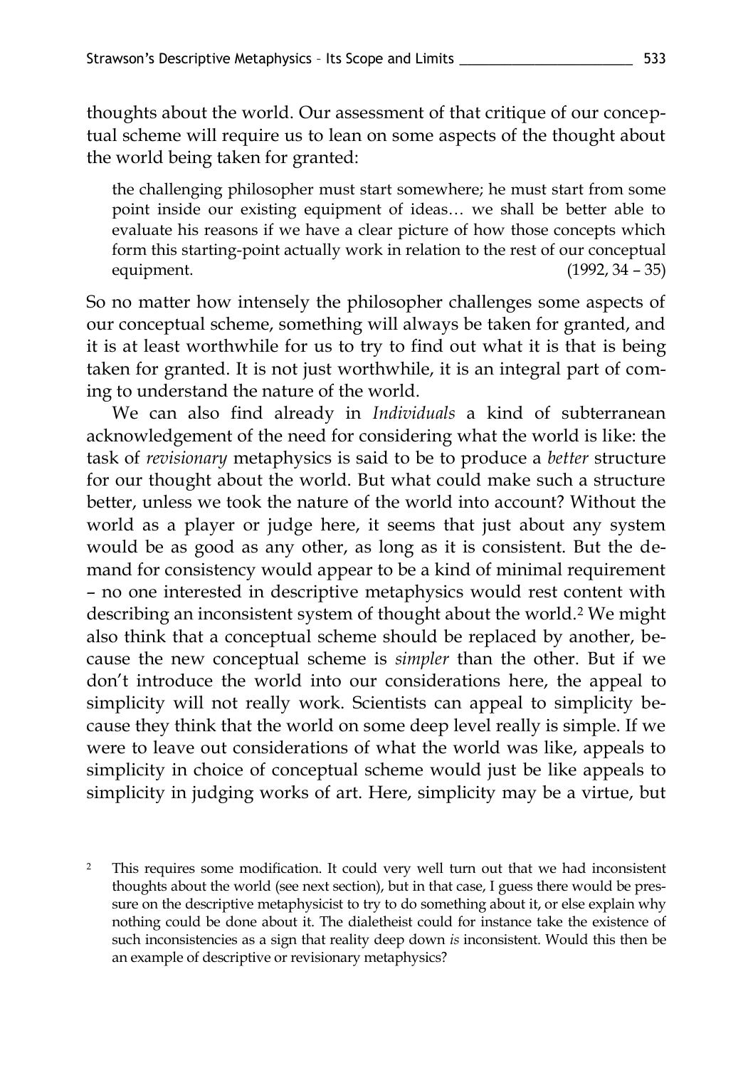thoughts about the world. Our assessment of that critique of our conceptual scheme will require us to lean on some aspects of the thought about the world being taken for granted:

> the challenging philosopher must start somewhere; he must start from some point inside our existing equipment of ideas… we shall be better able to evaluate his reasons if we have a clear picture of how those concepts which form this starting-point actually work in relation to the rest of our conceptual equipment. (1992, 34 – 35)

So no matter how intensely the philosopher challenges some aspects of our conceptual scheme, something will always be taken for granted, and it is at least worthwhile for us to try to find out what it is that is being taken for granted. It is not just worthwhile, it is an integral part of coming to understand the nature of the world.

We can also find already in *Individuals* a kind of subterranean acknowledgement of the need for considering what the world is like: the task of *revisionary* metaphysics is said to be to produce a *better* structure for our thought about the world. But what could make such a structure better, unless we took the nature of the world into account? Without the world as a player or judge here, it seems that just about any system would be as good as any other, as long as it is consistent. But the demand for consistency would appear to be a kind of minimal requirement – no one interested in descriptive metaphysics would rest content with describing an inconsistent system of thought about the world.[2] We might also think that a conceptual scheme should be replaced by another, because the new conceptual scheme is *simpler* than the other. But if we don't introduce the world into our considerations here, the appeal to simplicity will not really work. Scientists can appeal to simplicity because they think that the world on some deep level really is simple. If we were to leave out considerations of what the world was like, appeals to simplicity in choice of conceptual scheme would just be like appeals to simplicity in judging works of art. Here, simplicity may be a virtue, but

[2] This requires some modification. It could very well turn out that we had inconsistent thoughts about the world (see next section), but in that case, I guess there would be pressure on the descriptive metaphysicist to try to do something about it, or else explain why nothing could be done about it. The dialetheist could for instance take the existence of such inconsistencies as a sign that reality deep down *is* inconsistent. Would this then be an example of descriptive or revisionary metaphysics?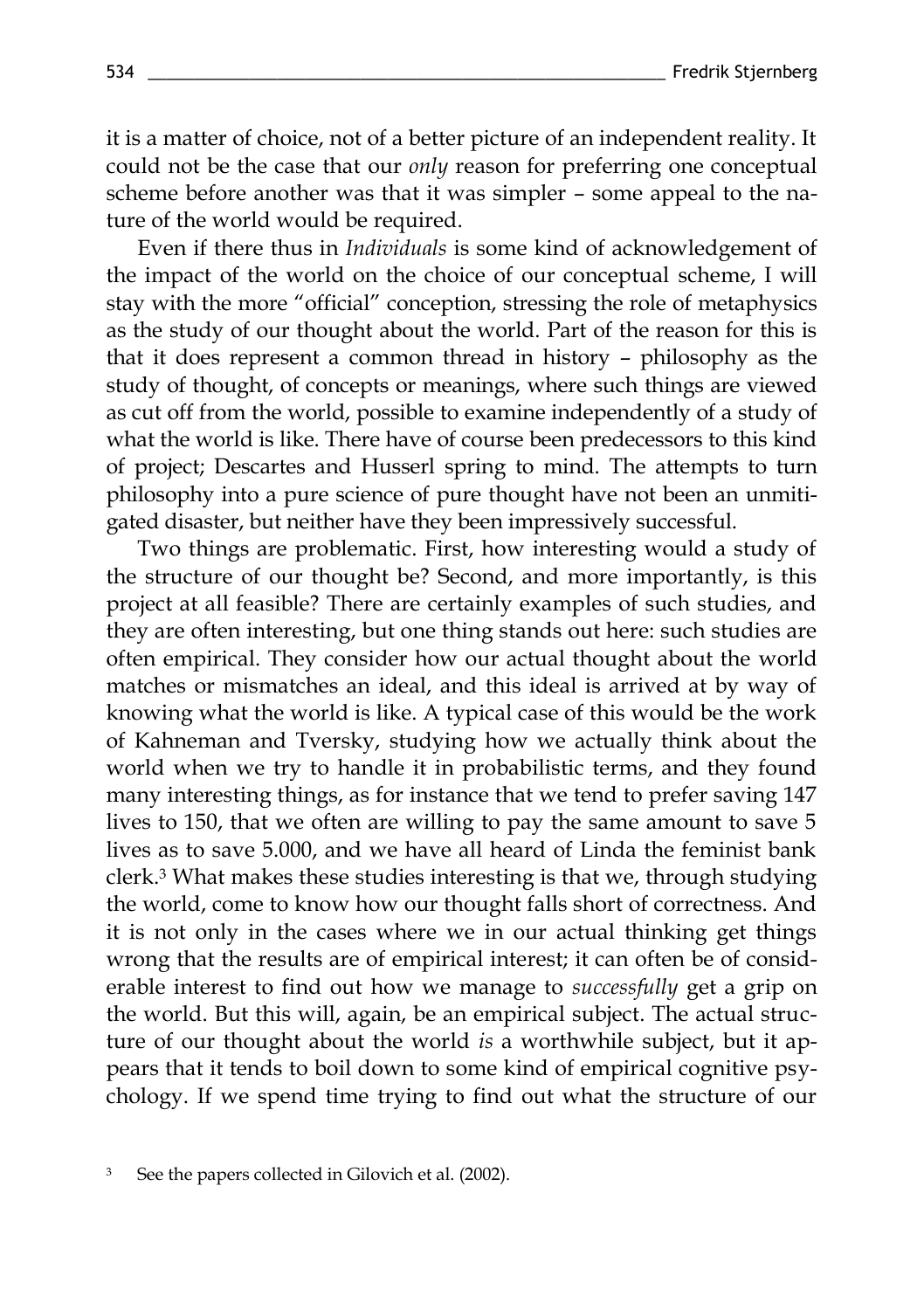it is a matter of choice, not of a better picture of an independent reality. It could not be the case that our *only* reason for preferring one conceptual scheme before another was that it was simpler – some appeal to the nature of the world would be required.

Even if there thus in *Individuals* is some kind of acknowledgement of the impact of the world on the choice of our conceptual scheme, I will stay with the more "official" conception, stressing the role of metaphysics as the study of our thought about the world. Part of the reason for this is that it does represent a common thread in history – philosophy as the study of thought, of concepts or meanings, where such things are viewed as cut off from the world, possible to examine independently of a study of what the world is like. There have of course been predecessors to this kind of project; Descartes and Husserl spring to mind. The attempts to turn philosophy into a pure science of pure thought have not been an unmitigated disaster, but neither have they been impressively successful.

Two things are problematic. First, how interesting would a study of the structure of our thought be? Second, and more importantly, is this project at all feasible? There are certainly examples of such studies, and they are often interesting, but one thing stands out here: such studies are often empirical. They consider how our actual thought about the world matches or mismatches an ideal, and this ideal is arrived at by way of knowing what the world is like. A typical case of this would be the work of Kahneman and Tversky, studying how we actually think about the world when we try to handle it in probabilistic terms, and they found many interesting things, as for instance that we tend to prefer saving 147 lives to 150, that we often are willing to pay the same amount to save 5 lives as to save 5.000, and we have all heard of Linda the feminist bank clerk.[3] What makes these studies interesting is that we, through studying the world, come to know how our thought falls short of correctness. And it is not only in the cases where we in our actual thinking get things wrong that the results are of empirical interest; it can often be of considerable interest to find out how we manage to *successfully* get a grip on the world. But this will, again, be an empirical subject. The actual structure of our thought about the world *is* a worthwhile subject, but it appears that it tends to boil down to some kind of empirical cognitive psychology. If we spend time trying to find out what the structure of our

[3] See the papers collected in Gilovich et al. (2002).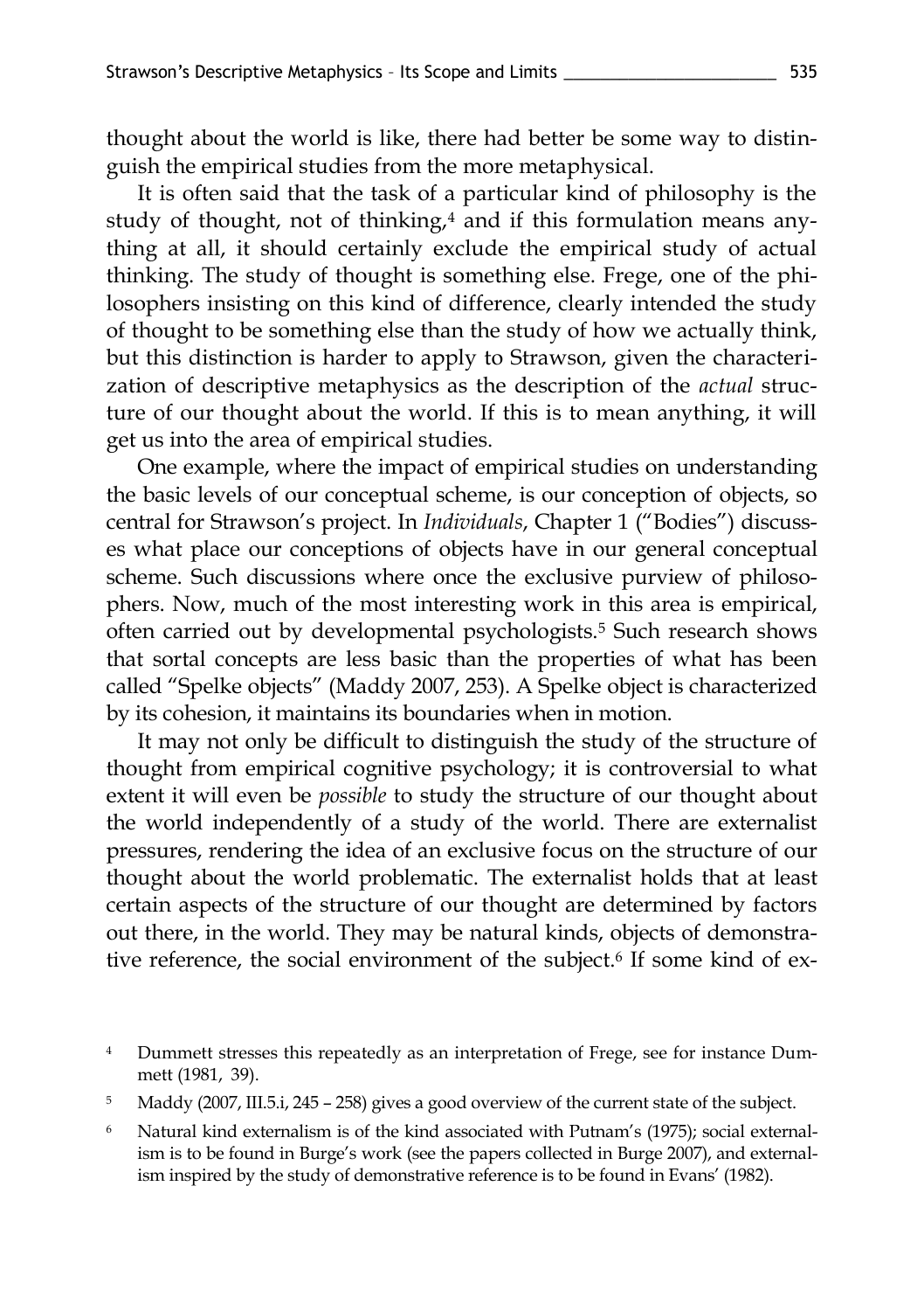thought about the world is like, there had better be some way to distinguish the empirical studies from the more metaphysical.

It is often said that the task of a particular kind of philosophy is the study of thought, not of thinking,[4] and if this formulation means anything at all, it should certainly exclude the empirical study of actual thinking. The study of thought is something else. Frege, one of the philosophers insisting on this kind of difference, clearly intended the study of thought to be something else than the study of how we actually think, but this distinction is harder to apply to Strawson, given the characterization of descriptive metaphysics as the description of the *actual* structure of our thought about the world. If this is to mean anything, it will get us into the area of empirical studies.

One example, where the impact of empirical studies on understanding the basic levels of our conceptual scheme, is our conception of objects, so central for Strawson's project. In *Individuals*, Chapter 1 ("Bodies") discusses what place our conceptions of objects have in our general conceptual scheme. Such discussions where once the exclusive purview of philosophers. Now, much of the most interesting work in this area is empirical, often carried out by developmental psychologists.[5] Such research shows that sortal concepts are less basic than the properties of what has been called "Spelke objects" (Maddy 2007, 253). A Spelke object is characterized by its cohesion, it maintains its boundaries when in motion.

It may not only be difficult to distinguish the study of the structure of thought from empirical cognitive psychology; it is controversial to what extent it will even be *possible* to study the structure of our thought about the world independently of a study of the world. There are externalist pressures, rendering the idea of an exclusive focus on the structure of our thought about the world problematic. The externalist holds that at least certain aspects of the structure of our thought are determined by factors out there, in the world. They may be natural kinds, objects of demonstrative reference, the social environment of the subject.[6] If some kind of ex-

---

[4] Dummett stresses this repeatedly as an interpretation of Frege, see for instance Dummett (1981, 39).

[5] Maddy (2007, III.5.i, 245 – 258) gives a good overview of the current state of the subject.

[6] Natural kind externalism is of the kind associated with Putnam's (1975); social externalism is to be found in Burge's work (see the papers collected in Burge 2007), and externalism inspired by the study of demonstrative reference is to be found in Evans' (1982).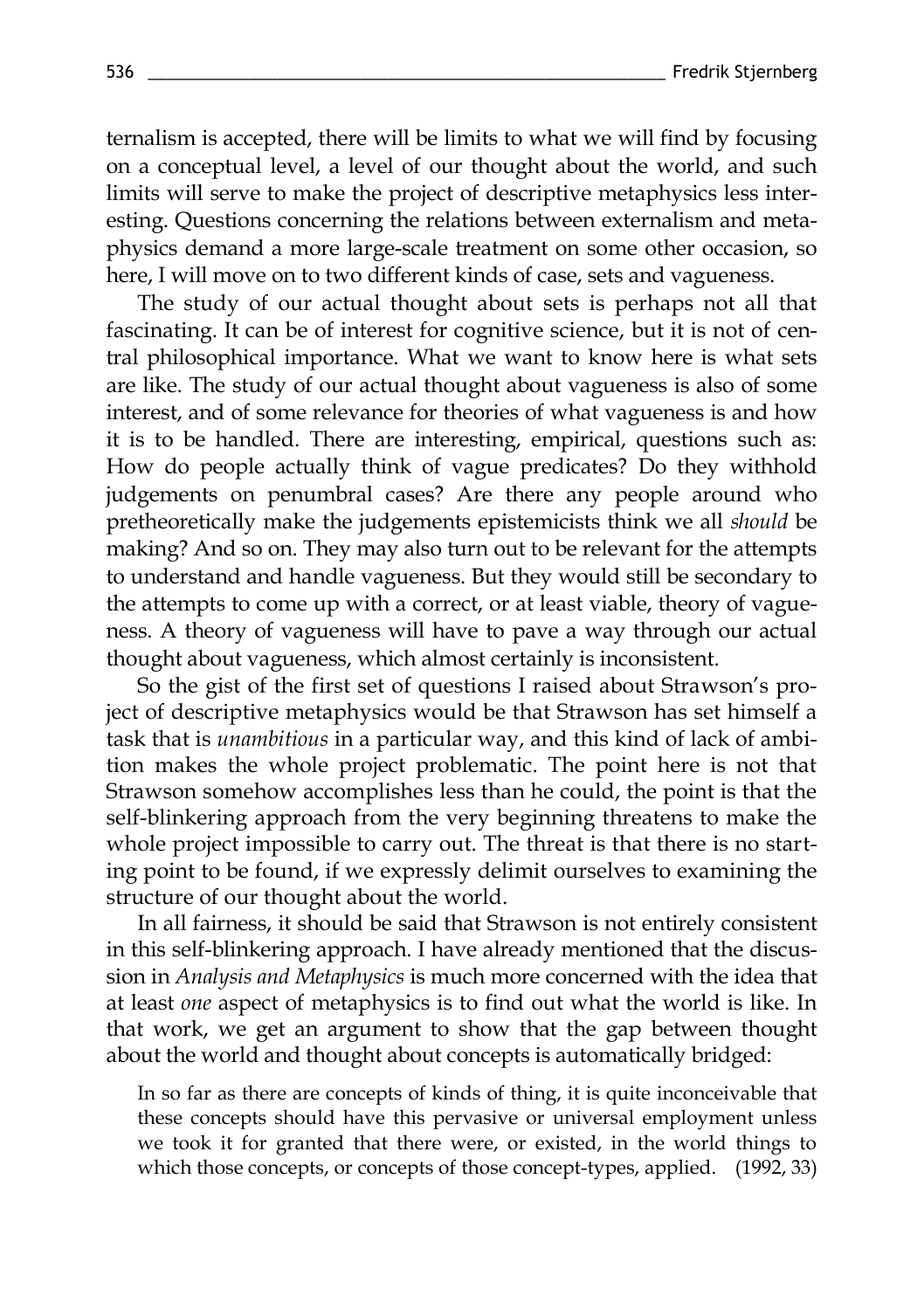ternalism is accepted, there will be limits to what we will find by focusing on a conceptual level, a level of our thought about the world, and such limits will serve to make the project of descriptive metaphysics less interesting. Questions concerning the relations between externalism and metaphysics demand a more large-scale treatment on some other occasion, so here, I will move on to two different kinds of case, sets and vagueness.

The study of our actual thought about sets is perhaps not all that fascinating. It can be of interest for cognitive science, but it is not of central philosophical importance. What we want to know here is what sets are like. The study of our actual thought about vagueness is also of some interest, and of some relevance for theories of what vagueness is and how it is to be handled. There are interesting, empirical, questions such as: How do people actually think of vague predicates? Do they withhold judgements on penumbral cases? Are there any people around who pretheoretically make the judgements epistemicists think we all *should* be making? And so on. They may also turn out to be relevant for the attempts to understand and handle vagueness. But they would still be secondary to the attempts to come up with a correct, or at least viable, theory of vagueness. A theory of vagueness will have to pave a way through our actual thought about vagueness, which almost certainly is inconsistent.

So the gist of the first set of questions I raised about Strawson's project of descriptive metaphysics would be that Strawson has set himself a task that is *unambitious* in a particular way, and this kind of lack of ambition makes the whole project problematic. The point here is not that Strawson somehow accomplishes less than he could, the point is that the self-blinkering approach from the very beginning threatens to make the whole project impossible to carry out. The threat is that there is no starting point to be found, if we expressly delimit ourselves to examining the structure of our thought about the world.

In all fairness, it should be said that Strawson is not entirely consistent in this self-blinkering approach. I have already mentioned that the discussion in *Analysis and Metaphysics* is much more concerned with the idea that at least *one* aspect of metaphysics is to find out what the world is like. In that work, we get an argument to show that the gap between thought about the world and thought about concepts is automatically bridged:

> In so far as there are concepts of kinds of thing, it is quite inconceivable that these concepts should have this pervasive or universal employment unless we took it for granted that there were, or existed, in the world things to which those concepts, or concepts of those concept-types, applied. (1992, 33)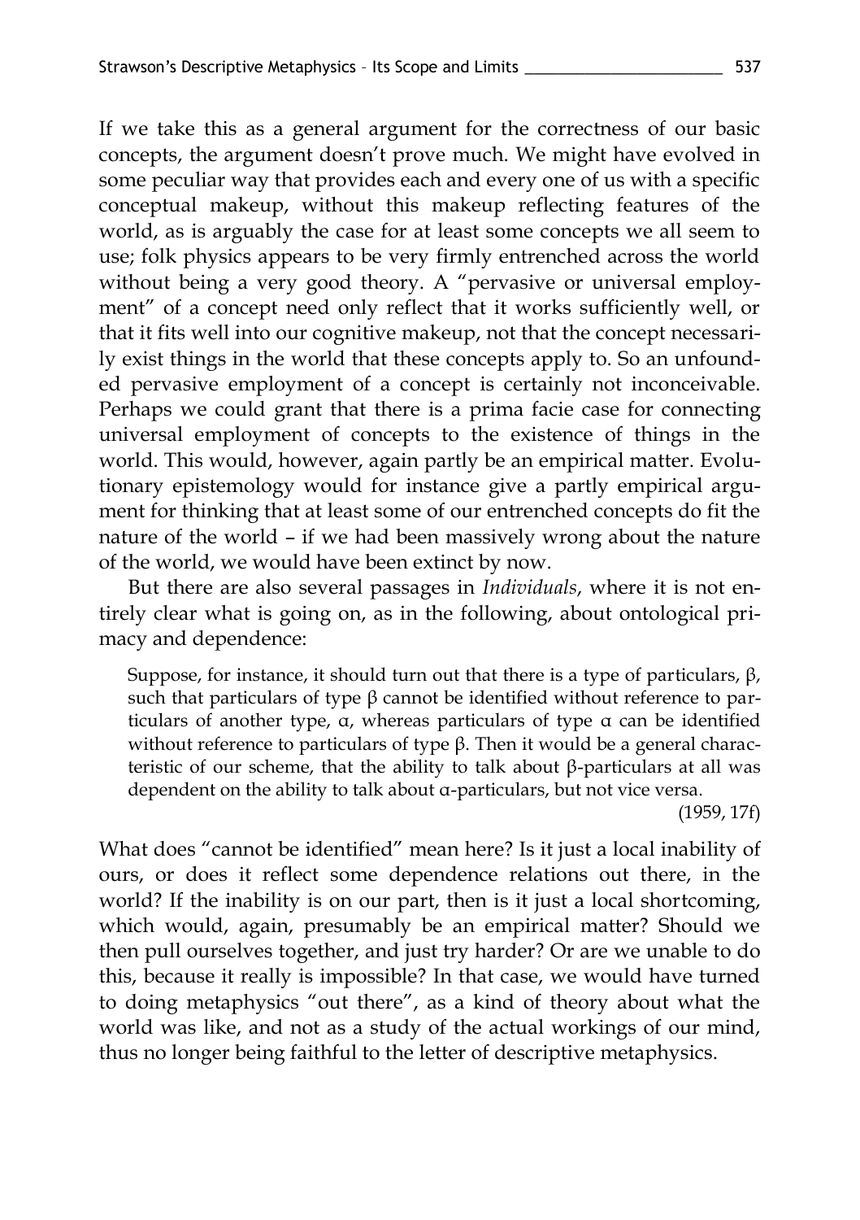If we take this as a general argument for the correctness of our basic concepts, the argument doesn't prove much. We might have evolved in some peculiar way that provides each and every one of us with a specific conceptual makeup, without this makeup reflecting features of the world, as is arguably the case for at least some concepts we all seem to use; folk physics appears to be very firmly entrenched across the world without being a very good theory. A "pervasive or universal employment" of a concept need only reflect that it works sufficiently well, or that it fits well into our cognitive makeup, not that the concept necessarily exist things in the world that these concepts apply to. So an unfounded pervasive employment of a concept is certainly not inconceivable. Perhaps we could grant that there is a prima facie case for connecting universal employment of concepts to the existence of things in the world. This would, however, again partly be an empirical matter. Evolutionary epistemology would for instance give a partly empirical argument for thinking that at least some of our entrenched concepts do fit the nature of the world – if we had been massively wrong about the nature of the world, we would have been extinct by now.

But there are also several passages in *Individuals*, where it is not entirely clear what is going on, as in the following, about ontological primacy and dependence:

> Suppose, for instance, it should turn out that there is a type of particulars, β, such that particulars of type β cannot be identified without reference to particulars of another type, α, whereas particulars of type α can be identified without reference to particulars of type β. Then it would be a general characteristic of our scheme, that the ability to talk about β-particulars at all was dependent on the ability to talk about α-particulars, but not vice versa.
>
> (1959, 17f)

What does "cannot be identified" mean here? Is it just a local inability of ours, or does it reflect some dependence relations out there, in the world? If the inability is on our part, then is it just a local shortcoming, which would, again, presumably be an empirical matter? Should we then pull ourselves together, and just try harder? Or are we unable to do this, because it really is impossible? In that case, we would have turned to doing metaphysics "out there", as a kind of theory about what the world was like, and not as a study of the actual workings of our mind, thus no longer being faithful to the letter of descriptive metaphysics.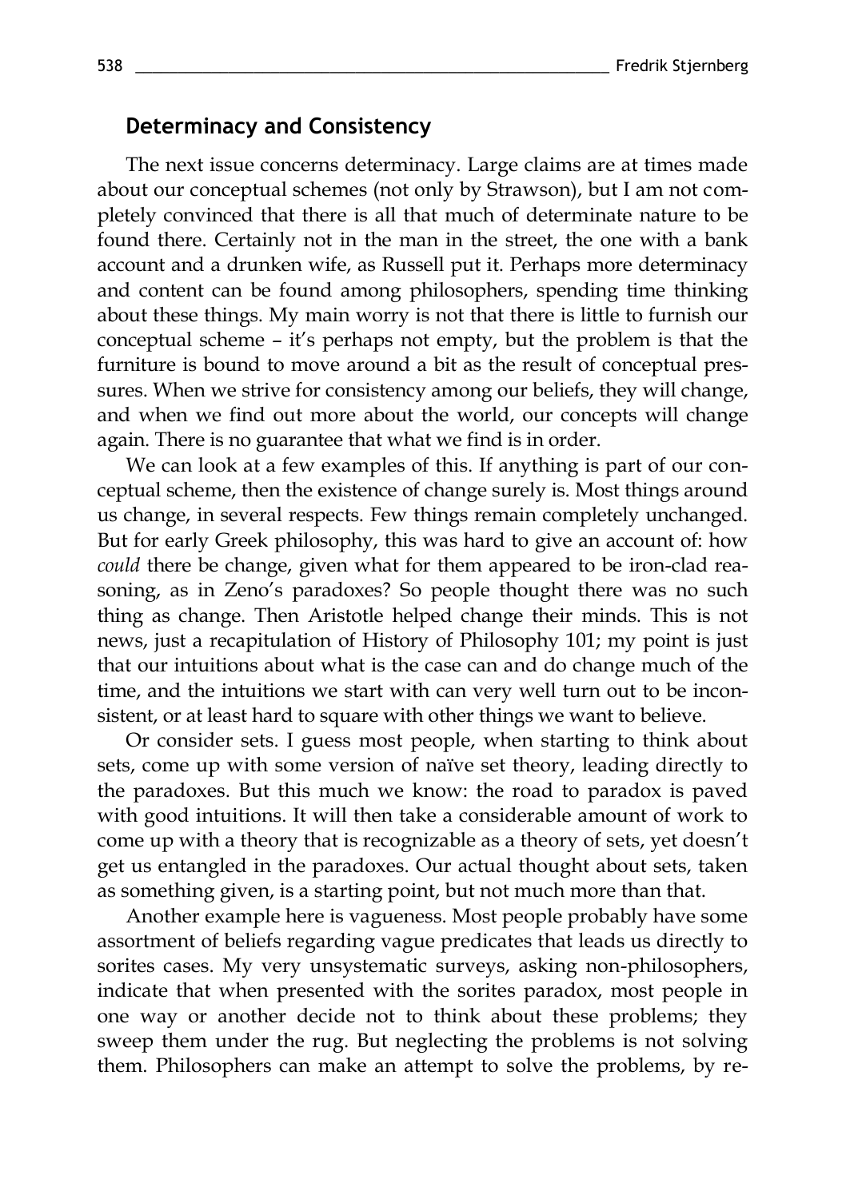## Determinacy and Consistency

The next issue concerns determinacy. Large claims are at times made about our conceptual schemes (not only by Strawson), but I am not completely convinced that there is all that much of determinate nature to be found there. Certainly not in the man in the street, the one with a bank account and a drunken wife, as Russell put it. Perhaps more determinacy and content can be found among philosophers, spending time thinking about these things. My main worry is not that there is little to furnish our conceptual scheme – it's perhaps not empty, but the problem is that the furniture is bound to move around a bit as the result of conceptual pressures. When we strive for consistency among our beliefs, they will change, and when we find out more about the world, our concepts will change again. There is no guarantee that what we find is in order.

We can look at a few examples of this. If anything is part of our conceptual scheme, then the existence of change surely is. Most things around us change, in several respects. Few things remain completely unchanged. But for early Greek philosophy, this was hard to give an account of: how *could* there be change, given what for them appeared to be iron-clad reasoning, as in Zeno's paradoxes? So people thought there was no such thing as change. Then Aristotle helped change their minds. This is not news, just a recapitulation of History of Philosophy 101; my point is just that our intuitions about what is the case can and do change much of the time, and the intuitions we start with can very well turn out to be inconsistent, or at least hard to square with other things we want to believe.

Or consider sets. I guess most people, when starting to think about sets, come up with some version of naïve set theory, leading directly to the paradoxes. But this much we know: the road to paradox is paved with good intuitions. It will then take a considerable amount of work to come up with a theory that is recognizable as a theory of sets, yet doesn't get us entangled in the paradoxes. Our actual thought about sets, taken as something given, is a starting point, but not much more than that.

Another example here is vagueness. Most people probably have some assortment of beliefs regarding vague predicates that leads us directly to sorites cases. My very unsystematic surveys, asking non-philosophers, indicate that when presented with the sorites paradox, most people in one way or another decide not to think about these problems; they sweep them under the rug. But neglecting the problems is not solving them. Philosophers can make an attempt to solve the problems, by re-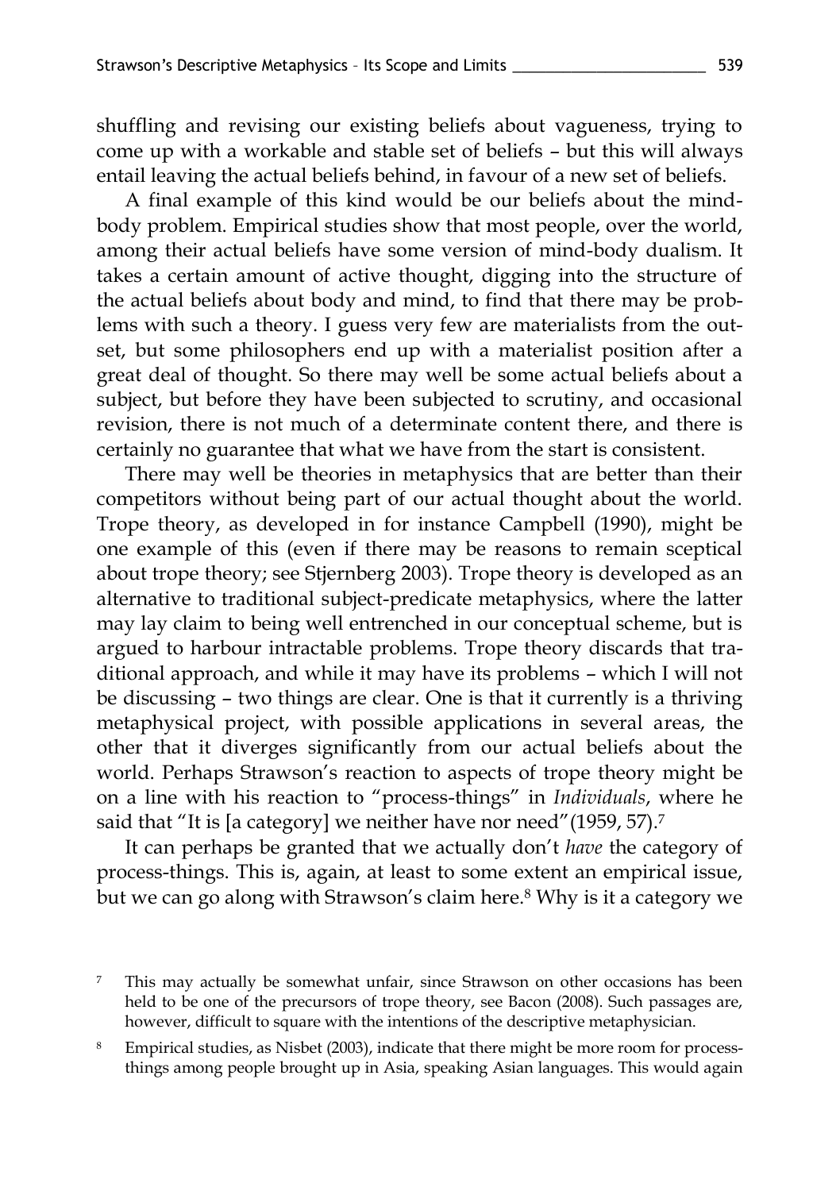shuffling and revising our existing beliefs about vagueness, trying to come up with a workable and stable set of beliefs – but this will always entail leaving the actual beliefs behind, in favour of a new set of beliefs.

A final example of this kind would be our beliefs about the mind-body problem. Empirical studies show that most people, over the world, among their actual beliefs have some version of mind-body dualism. It takes a certain amount of active thought, digging into the structure of the actual beliefs about body and mind, to find that there may be problems with such a theory. I guess very few are materialists from the outset, but some philosophers end up with a materialist position after a great deal of thought. So there may well be some actual beliefs about a subject, but before they have been subjected to scrutiny, and occasional revision, there is not much of a determinate content there, and there is certainly no guarantee that what we have from the start is consistent.

There may well be theories in metaphysics that are better than their competitors without being part of our actual thought about the world. Trope theory, as developed in for instance Campbell (1990), might be one example of this (even if there may be reasons to remain sceptical about trope theory; see Stjernberg 2003). Trope theory is developed as an alternative to traditional subject-predicate metaphysics, where the latter may lay claim to being well entrenched in our conceptual scheme, but is argued to harbour intractable problems. Trope theory discards that traditional approach, and while it may have its problems – which I will not be discussing – two things are clear. One is that it currently is a thriving metaphysical project, with possible applications in several areas, the other that it diverges significantly from our actual beliefs about the world. Perhaps Strawson's reaction to aspects of trope theory might be on a line with his reaction to "process-things" in *Individuals*, where he said that "It is [a category] we neither have nor need"(1959, 57).[7]

It can perhaps be granted that we actually don't *have* the category of process-things. This is, again, at least to some extent an empirical issue, but we can go along with Strawson's claim here.[8] Why is it a category we

[7] This may actually be somewhat unfair, since Strawson on other occasions has been held to be one of the precursors of trope theory, see Bacon (2008). Such passages are, however, difficult to square with the intentions of the descriptive metaphysician.

[8] Empirical studies, as Nisbet (2003), indicate that there might be more room for process-things among people brought up in Asia, speaking Asian languages. This would again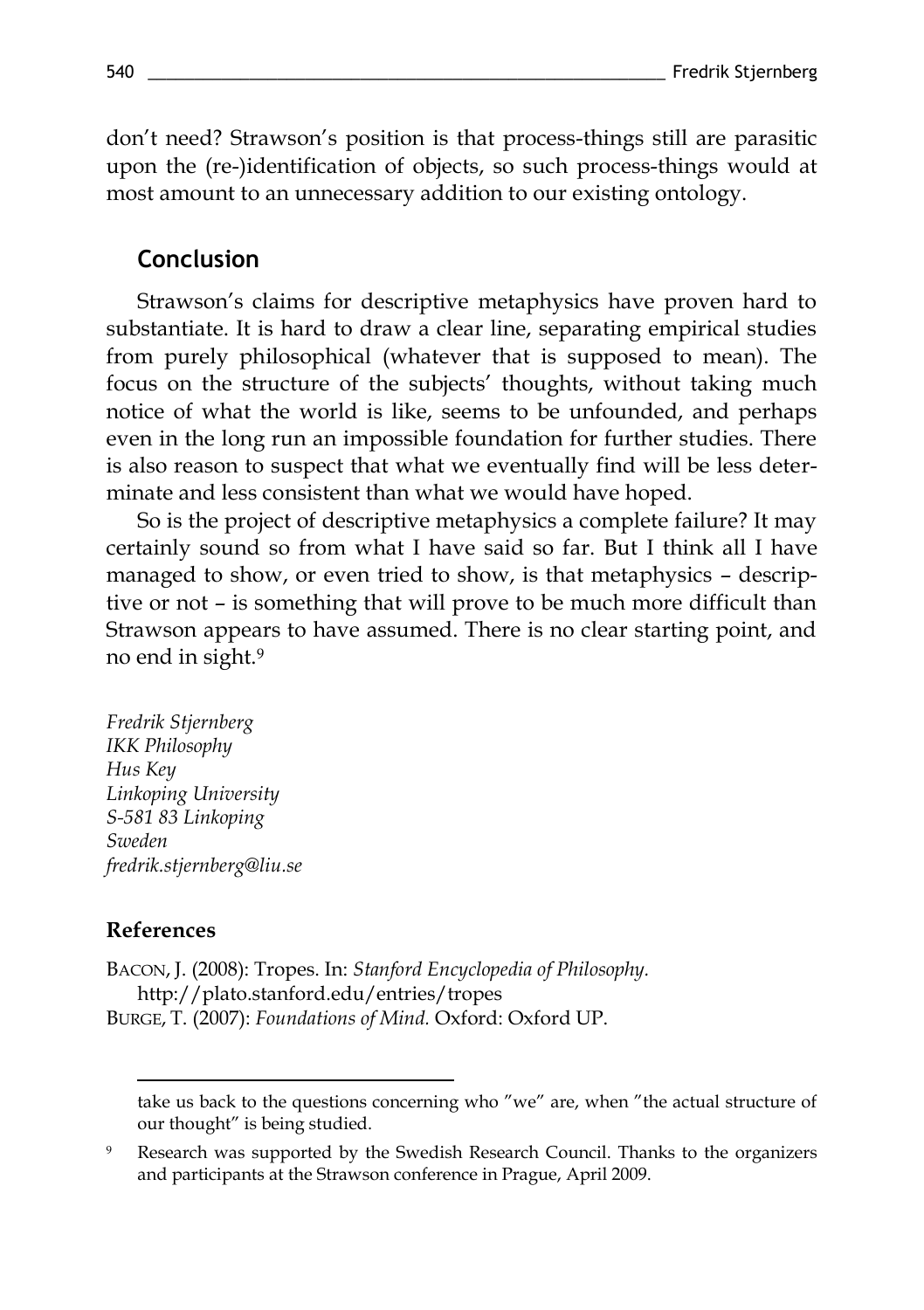don't need? Strawson's position is that process-things still are parasitic upon the (re-)identification of objects, so such process-things would at most amount to an unnecessary addition to our existing ontology.

## Conclusion

Strawson's claims for descriptive metaphysics have proven hard to substantiate. It is hard to draw a clear line, separating empirical studies from purely philosophical (whatever that is supposed to mean). The focus on the structure of the subjects' thoughts, without taking much notice of what the world is like, seems to be unfounded, and perhaps even in the long run an impossible foundation for further studies. There is also reason to suspect that what we eventually find will be less determinate and less consistent than what we would have hoped.

So is the project of descriptive metaphysics a complete failure? It may certainly sound so from what I have said so far. But I think all I have managed to show, or even tried to show, is that metaphysics – descriptive or not – is something that will prove to be much more difficult than Strawson appears to have assumed. There is no clear starting point, and no end in sight.[9]

*Fredrik Stjernberg*
*IKK Philosophy*
*Hus Key*
*Linkoping University*
*S-581 83 Linkoping*
*Sweden*
*fredrik.stjernberg@liu.se*

### References

BACON, J. (2008): Tropes. In: *Stanford Encyclopedia of Philosophy.* http://plato.stanford.edu/entries/tropes

BURGE, T. (2007): *Foundations of Mind.* Oxford: Oxford UP.

---

take us back to the questions concerning who "we" are, when "the actual structure of our thought" is being studied.

[9] Research was supported by the Swedish Research Council. Thanks to the organizers and participants at the Strawson conference in Prague, April 2009.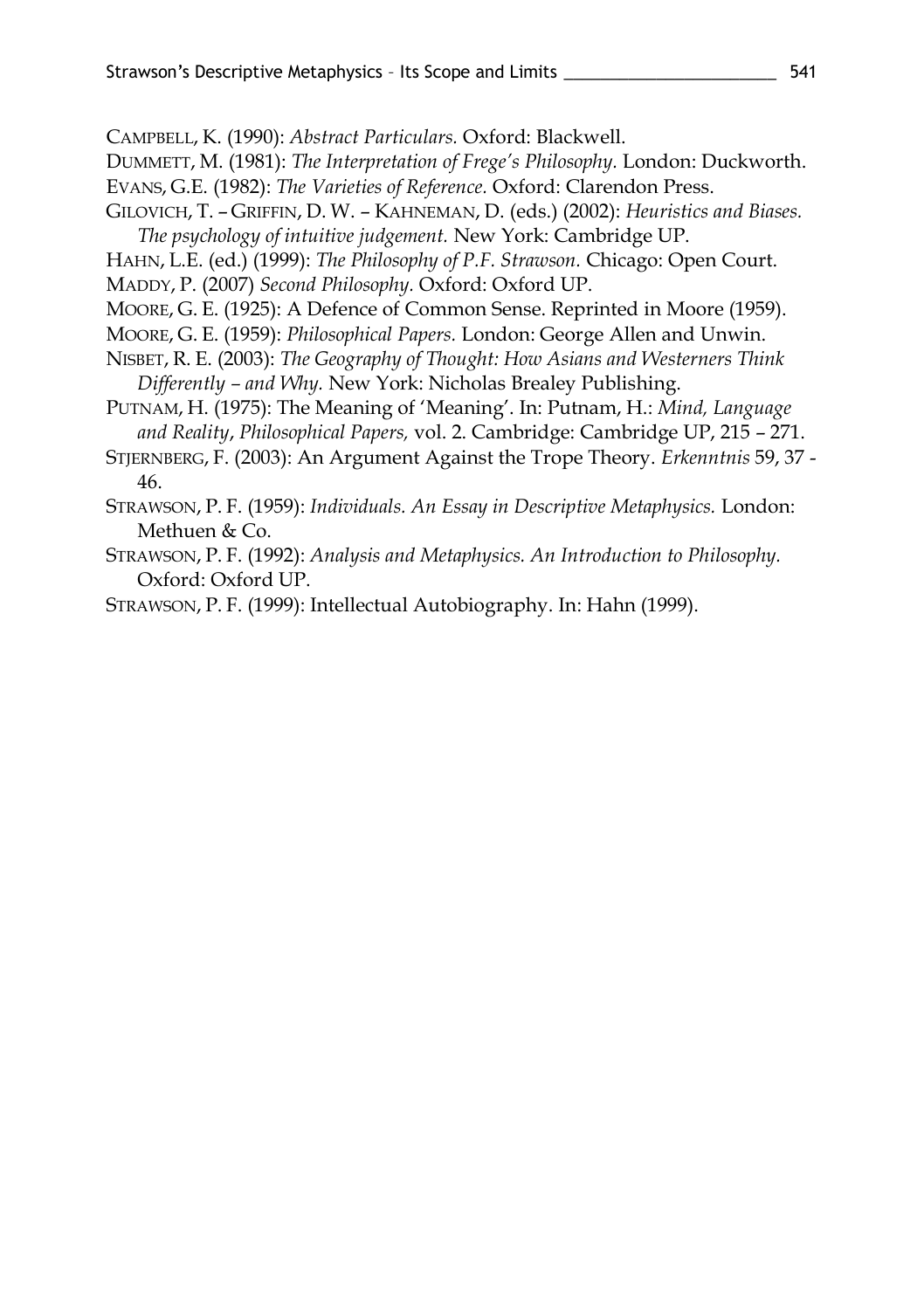CAMPBELL, K. (1990): *Abstract Particulars.* Oxford: Blackwell.

DUMMETT, M. (1981): *The Interpretation of Frege's Philosophy.* London: Duckworth.

EVANS, G.E. (1982): *The Varieties of Reference.* Oxford: Clarendon Press.

GILOVICH, T. – GRIFFIN, D. W. – KAHNEMAN, D. (eds.) (2002): *Heuristics and Biases. The psychology of intuitive judgement.* New York: Cambridge UP.

HAHN, L.E. (ed.) (1999): *The Philosophy of P.F. Strawson.* Chicago: Open Court.

MADDY, P. (2007) *Second Philosophy.* Oxford: Oxford UP.

MOORE, G. E. (1925): A Defence of Common Sense. Reprinted in Moore (1959).

MOORE, G. E. (1959): *Philosophical Papers.* London: George Allen and Unwin.

NISBET, R. E. (2003): *The Geography of Thought: How Asians and Westerners Think Differently – and Why.* New York: Nicholas Brealey Publishing.

PUTNAM, H. (1975): The Meaning of 'Meaning'. In: Putnam, H.: *Mind, Language and Reality*, *Philosophical Papers,* vol. 2. Cambridge: Cambridge UP, 215 – 271.

STJERNBERG, F. (2003): An Argument Against the Trope Theory. *Erkenntnis* 59, 37 - 46.

STRAWSON, P. F. (1959): *Individuals. An Essay in Descriptive Metaphysics.* London: Methuen & Co.

STRAWSON, P. F. (1992): *Analysis and Metaphysics. An Introduction to Philosophy.* Oxford: Oxford UP.

STRAWSON, P. F. (1999): Intellectual Autobiography. In: Hahn (1999).